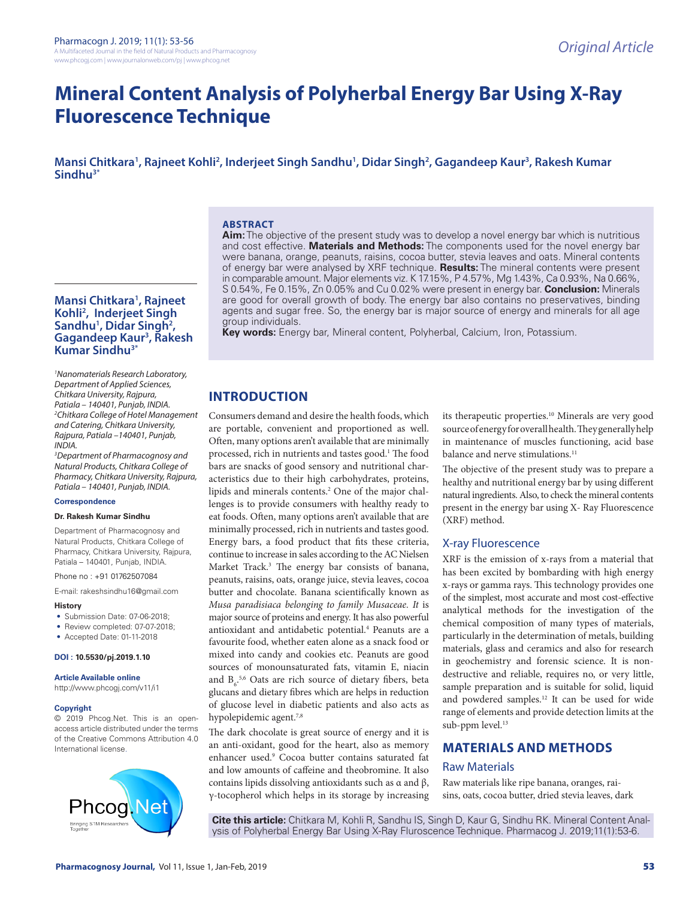# Mineral Content Analysis of Polyherbal Energy Bar Using X-Ray Fluorescence Technique

**Mansi Chitkara[1], Rajneet Kohli[2], Inderjeet Singh Sandhu[1], Didar Singh[2], Gagandeep Kaur[3], Rakesh Kumar Sindhu[3*]**

## ABSTRACT

**Aim:** The objective of the present study was to develop a novel energy bar which is nutritious and cost effective. **Materials and Methods:** The components used for the novel energy bar were banana, orange, peanuts, raisins, cocoa butter, stevia leaves and oats. Mineral contents of energy bar were analysed by XRF technique. **Results:** The mineral contents were present in comparable amount. Major elements viz. K 17.15%, P 4.57%, Mg 1.43%, Ca 0.93%, Na 0.66%, S 0.54%, Fe 0.15%, Zn 0.05% and Cu 0.02% were present in energy bar. **Conclusion:** Minerals are good for overall growth of body. The energy bar also contains no preservatives, binding agents and sugar free. So, the energy bar is major source of energy and minerals for all age group individuals.

**Key words:** Energy bar, Mineral content, Polyherbal, Calcium, Iron, Potassium.

**Mansi Chitkara[1], Rajneet Kohli[2], Inderjeet Singh Sandhu[1], Didar Singh[2], Gagandeep Kaur[3], Rakesh Kumar Sindhu[3*]**

*[1]Nanomaterials Research Laboratory, Department of Applied Sciences, Chitkara University, Rajpura, Patiala – 140401, Punjab, INDIA.*
*[2]Chitkara College of Hotel Management and Catering, Chitkara University, Rajpura, Patiala –140401, Punjab, INDIA.*
*[3]Department of Pharmacognosy and Natural Products, Chitkara College of Pharmacy, Chitkara University, Rajpura, Patiala – 140401, Punjab, INDIA.*

**Correspondence**

**Dr. Rakesh Kumar Sindhu**

Department of Pharmacognosy and Natural Products, Chitkara College of Pharmacy, Chitkara University, Rajpura, Patiala – 140401, Punjab, INDIA.

Phone no : +91 01762507084

E-mail: rakeshsindhu16@gmail.com

**History**

- Submission Date: 07-06-2018;
- Review completed: 07-07-2018;
- Accepted Date: 01-11-2018

**DOI : 10.5530/pj.2019.1.10**

**Article Available online**

http://www.phcogj.com/v11/i1

**Copyright**

© 2019 Phcog.Net. This is an open-access article distributed under the terms of the Creative Commons Attribution 4.0 International license.

**Cite this article:** Chitkara M, Kohli R, Sandhu IS, Singh D, Kaur G, Sindhu RK. Mineral Content Analysis of Polyherbal Energy Bar Using X-Ray Fluroscence Technique. Pharmacog J. 2019;11(1):53-6.

## INTRODUCTION

Consumers demand and desire the health foods, which are portable, convenient and proportioned as well. Often, many options aren't available that are minimally processed, rich in nutrients and tastes good.[1] The food bars are snacks of good sensory and nutritional characteristics due to their high carbohydrates, proteins, lipids and minerals contents.[2] One of the major challenges is to provide consumers with healthy ready to eat foods. Often, many options aren't available that are minimally processed, rich in nutrients and tastes good. Energy bars, a food product that fits these criteria, continue to increase in sales according to the AC Nielsen Market Track.[3] The energy bar consists of banana, peanuts, raisins, oats, orange juice, stevia leaves, cocoa butter and chocolate. Banana scientifically known as *Musa paradisiaca belonging to family Musaceae. It* is major source of proteins and energy. It has also powerful antioxidant and antidabetic potential.[4] Peanuts are a favourite food, whether eaten alone as a snack food or mixed into candy and cookies etc. Peanuts are good sources of monounsaturated fats, vitamin E, niacin and $B_6$.[5,6] Oats are rich source of dietary fibers, beta glucans and dietary fibres which are helps in reduction of glucose level in diabetic patients and also acts as hypolepidemic agent.[7,8]

The dark chocolate is great source of energy and it is an anti-oxidant, good for the heart, also as memory enhancer used.[9] Cocoa butter contains saturated fat and low amounts of caffeine and theobromine. It also contains lipids dissolving antioxidants such as α and β, γ-tocopherol which helps in its storage by increasing its therapeutic properties.[10] Minerals are very good source of energy for overall health. They generally help in maintenance of muscles functioning, acid base balance and nerve stimulations.[11]

The objective of the present study was to prepare a healthy and nutritional energy bar by using different natural ingredients. Also, to check the mineral contents present in the energy bar using X- Ray Fluorescence (XRF) method.

### X-ray Fluorescence

XRF is the emission of x-rays from a material that has been excited by bombarding with high energy x-rays or gamma rays. This technology provides one of the simplest, most accurate and most cost-effective analytical methods for the investigation of the chemical composition of many types of materials, particularly in the determination of metals, building materials, glass and ceramics and also for research in geochemistry and forensic science. It is non-destructive and reliable, requires no, or very little, sample preparation and is suitable for solid, liquid and powdered samples.[12] It can be used for wide range of elements and provide detection limits at the sub-ppm level.[13]

## MATERIALS AND METHODS

### Raw Materials

Raw materials like ripe banana, oranges, raisins, oats, cocoa butter, dried stevia leaves, dark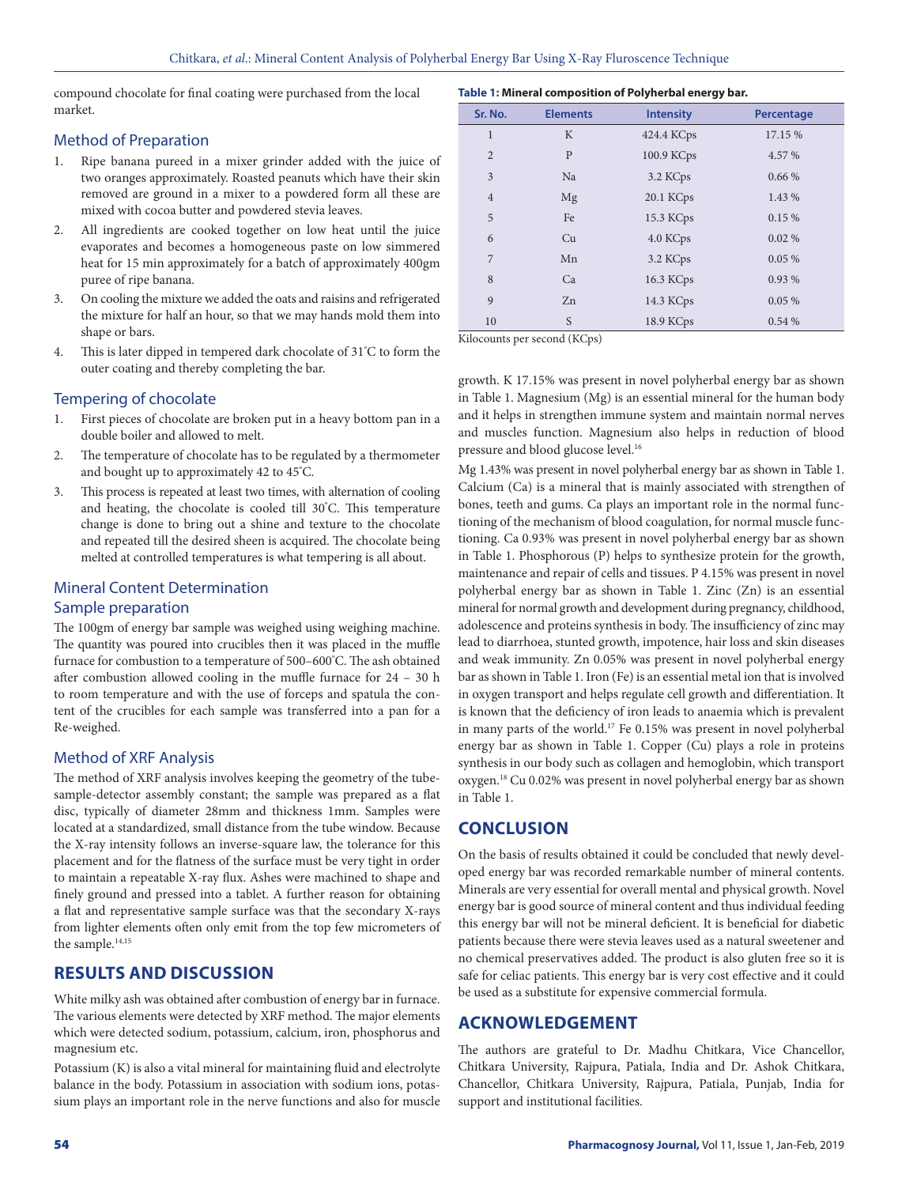compound chocolate for final coating were purchased from the local market.

### Method of Preparation

1. Ripe banana pureed in a mixer grinder added with the juice of two oranges approximately. Roasted peanuts which have their skin removed are ground in a mixer to a powdered form all these are mixed with cocoa butter and powdered stevia leaves.
2. All ingredients are cooked together on low heat until the juice evaporates and becomes a homogeneous paste on low simmered heat for 15 min approximately for a batch of approximately 400gm puree of ripe banana.
3. On cooling the mixture we added the oats and raisins and refrigerated the mixture for half an hour, so that we may hands mold them into shape or bars.
4. This is later dipped in tempered dark chocolate of 31°C to form the outer coating and thereby completing the bar.

### Tempering of chocolate

1. First pieces of chocolate are broken put in a heavy bottom pan in a double boiler and allowed to melt.
2. The temperature of chocolate has to be regulated by a thermometer and bought up to approximately 42 to 45°C.
3. This process is repeated at least two times, with alternation of cooling and heating, the chocolate is cooled till 30°C. This temperature change is done to bring out a shine and texture to the chocolate and repeated till the desired sheen is acquired. The chocolate being melted at controlled temperatures is what tempering is all about.

### Mineral Content Determination

### Sample preparation

The 100gm of energy bar sample was weighed using weighing machine. The quantity was poured into crucibles then it was placed in the muffle furnace for combustion to a temperature of 500–600°C. The ash obtained after combustion allowed cooling in the muffle furnace for 24 – 30 h to room temperature and with the use of forceps and spatula the content of the crucibles for each sample was transferred into a pan for a Re-weighed.

### Method of XRF Analysis

The method of XRF analysis involves keeping the geometry of the tube-sample-detector assembly constant; the sample was prepared as a flat disc, typically of diameter 28mm and thickness 1mm. Samples were located at a standardized, small distance from the tube window. Because the X-ray intensity follows an inverse-square law, the tolerance for this placement and for the flatness of the surface must be very tight in order to maintain a repeatable X-ray flux. Ashes were machined to shape and finely ground and pressed into a tablet. A further reason for obtaining a flat and representative sample surface was that the secondary X-rays from lighter elements often only emit from the top few micrometers of the sample.[14,15]

## RESULTS AND DISCUSSION

White milky ash was obtained after combustion of energy bar in furnace. The various elements were detected by XRF method. The major elements which were detected sodium, potassium, calcium, iron, phosphorus and magnesium etc.

Potassium (K) is also a vital mineral for maintaining fluid and electrolyte balance in the body. Potassium in association with sodium ions, potassium plays an important role in the nerve functions and also for muscle growth. K 17.15% was present in novel polyherbal energy bar as shown in Table 1. Magnesium (Mg) is an essential mineral for the human body and it helps in strengthen immune system and maintain normal nerves and muscles function. Magnesium also helps in reduction of blood pressure and blood glucose level.[16]

**Table 1: Mineral composition of Polyherbal energy bar.**

| Sr. No. | Elements | Intensity | Percentage |
|---|---|---|---|
| 1 | K | 424.4 KCps | 17.15 % |
| 2 | P | 100.9 KCps | 4.57 % |
| 3 | Na | 3.2 KCps | 0.66 % |
| 4 | Mg | 20.1 KCps | 1.43 % |
| 5 | Fe | 15.3 KCps | 0.15 % |
| 6 | Cu | 4.0 KCps | 0.02 % |
| 7 | Mn | 3.2 KCps | 0.05 % |
| 8 | Ca | 16.3 KCps | 0.93 % |
| 9 | Zn | 14.3 KCps | 0.05 % |
| 10 | S | 18.9 KCps | 0.54 % |

Kilocounts per second (KCps)

Mg 1.43% was present in novel polyherbal energy bar as shown in Table 1. Calcium (Ca) is a mineral that is mainly associated with strengthen of bones, teeth and gums. Ca plays an important role in the normal functioning of the mechanism of blood coagulation, for normal muscle functioning. Ca 0.93% was present in novel polyherbal energy bar as shown in Table 1. Phosphorous (P) helps to synthesize protein for the growth, maintenance and repair of cells and tissues. P 4.15% was present in novel polyherbal energy bar as shown in Table 1. Zinc (Zn) is an essential mineral for normal growth and development during pregnancy, childhood, adolescence and proteins synthesis in body. The insufficiency of zinc may lead to diarrhoea, stunted growth, impotence, hair loss and skin diseases and weak immunity. Zn 0.05% was present in novel polyherbal energy bar as shown in Table 1. Iron (Fe) is an essential metal ion that is involved in oxygen transport and helps regulate cell growth and differentiation. It is known that the deficiency of iron leads to anaemia which is prevalent in many parts of the world.[17] Fe 0.15% was present in novel polyherbal energy bar as shown in Table 1. Copper (Cu) plays a role in proteins synthesis in our body such as collagen and hemoglobin, which transport oxygen.[18] Cu 0.02% was present in novel polyherbal energy bar as shown in Table 1.

## CONCLUSION

On the basis of results obtained it could be concluded that newly developed energy bar was recorded remarkable number of mineral contents. Minerals are very essential for overall mental and physical growth. Novel energy bar is good source of mineral content and thus individual feeding this energy bar will not be mineral deficient. It is beneficial for diabetic patients because there were stevia leaves used as a natural sweetener and no chemical preservatives added. The product is also gluten free so it is safe for celiac patients. This energy bar is very cost effective and it could be used as a substitute for expensive commercial formula.

## ACKNOWLEDGEMENT

The authors are grateful to Dr. Madhu Chitkara, Vice Chancellor, Chitkara University, Rajpura, Patiala, India and Dr. Ashok Chitkara, Chancellor, Chitkara University, Rajpura, Patiala, Punjab, India for support and institutional facilities.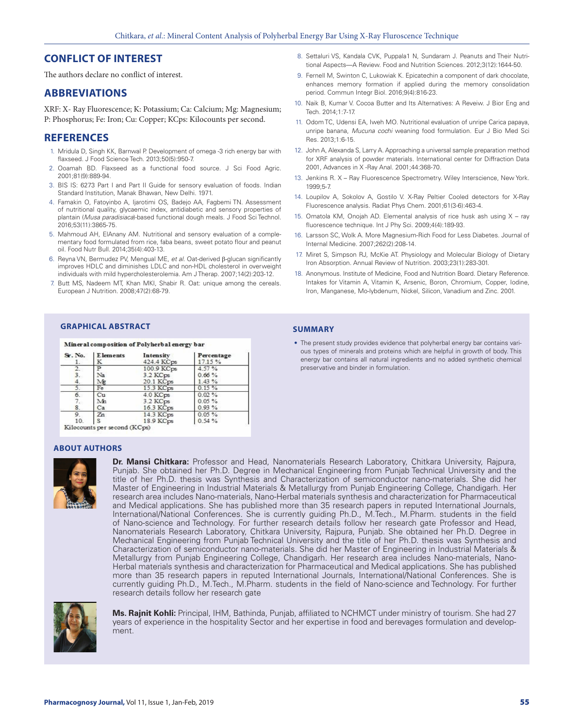## CONFLICT OF INTEREST

The authors declare no conflict of interest.

## ABBREVIATIONS

XRF: X- Ray Fluorescence; K: Potassium; Ca: Calcium; Mg: Magnesium; P: Phosphorus; Fe: Iron; Cu: Copper; KCps: Kilocounts per second.

## REFERENCES

1. Mridula D, Singh KK, Barnwal P. Development of omega -3 rich energy bar with flaxseed. J Food Science Tech. 2013;50(5):950-7.
2. Ooamah BD. Flaxseed as a functional food source. J Sci Food Agric. 2001;81(9):889-94.
3. BIS IS: 6273 Part I and Part II Guide for sensory evaluation of foods. Indian Standard Institution, Manak Bhawan, New Delhi. 1971.
4. Famakin O, Fatoyinbo A, Ijarotimi OS, Badejo AA, Fagbemi TN. Assessment of nutritional quality, glycaemic index, antidiabetic and sensory properties of plantain (*Musa paradisiaca*)-based functional dough meals. J Food Sci Technol. 2016;53(11):3865-75.
5. Mahmoud AH, ElAnany AM. Nutritional and sensory evaluation of a complementary food formulated from rice, faba beans, sweet potato flour and peanut oil. Food Nutr Bull. 2014;35(4):403-13.
6. Reyna VN, Bermudez PV, Mengual ME, *et al.* Oat-derived β-glucan significantly improves HDLC and diminishes LDLC and non-HDL cholesterol in overweight individuals with mild hypercholesterolemia. Am J Therap. 2007;14(2):203-12.
7. Butt MS, Nadeem MT, Khan MKI, Shabir R. Oat: unique among the cereals. European J Nutrition. 2008;47(2):68-79.
8. Settaluri VS, Kandala CVK, Puppala1 N, Sundaram J. Peanuts and Their Nutritional Aspects—A Review. Food and Nutrition Sciences. 2012;3(12):1644-50.
9. Fernell M, Swinton C, Lukowiak K. Epicatechin a component of dark chocolate, enhances memory formation if applied during the memory consolidation period. Commun Integr Biol. 2016;9(4):816-23.
10. Naik B, Kumar V. Cocoa Butter and Its Alternatives: A Reveiw. J Bior Eng and Tech. 2014;1:7-17.
11. Odom TC, Udensi EA, Iweh MO. Nutritional evaluation of unripe Carica papaya, unripe banana, *Mucuna cochi* weaning food formulation. Eur J Bio Med Sci Res. 2013;1:6-15.
12. John A, Alexanda S, Larry A. Approaching a universal sample preparation method for XRF analysis of powder materials. International center for Diffraction Data 2001, Advances in X -Ray Anal. 2001;44:368-70.
13. Jenkins R. X – Ray Fluorescence Spectrometry. Wiley Interscience, New York. 1999;5-7.
14. Loupilov A, Sokolov A, Gostilo V. X-Ray Peltier Cooled detectors for X-Ray Fluorescence analysis. Radiat Phys Chem. 2001;61(3-6):463-4.
15. Omatola KM, Onojah AD. Elemental analysis of rice husk ash using X – ray fluorescence technique. Int J Phy Sci. 2009;4(4):189-93.
16. Larsson SC, Wolk A. More Magnesium-Rich Food for Less Diabetes. Journal of Internal Medicine. 2007;262(2):208-14.
17. Miret S, Simpson RJ, McKie AT. Physiology and Molecular Biology of Dietary Iron Absorption. Annual Review of Nutrition. 2003;23(1):283-301.
18. Anonymous. Institute of Medicine, Food and Nutrition Board. Dietary Reference. Intakes for Vitamin A, Vitamin K, Arsenic, Boron, Chromium, Copper, Iodine, Iron, Manganese, Mo-lybdenum, Nickel, Silicon, Vanadium and Zinc. 2001.

## GRAPHICAL ABSTRACT

**Mineral composition of Polyherbal energy bar**

| Sr. No. | Elements | Intensity | Percentage |
|---|---|---|---|
| 1. | K | 424.4 KCps | 17.15 % |
| 2. | P | 100.9 KCps | 4.57 % |
| 3. | Na | 3.2 KCps | 0.66 % |
| 4. | Mg | 20.1 KCps | 1.43 % |
| 5. | Fe | 15.3 KCps | 0.15 % |
| 6. | Cu | 4.0 KCps | 0.02 % |
| 7. | Mn | 3.2 KCps | 0.05 % |
| 8. | Ca | 16.3 KCps | 0.93 % |
| 9. | Zn | 14.3 KCps | 0.05 % |
| 10. | S | 18.9 KCps | 0.54 % |

Kilocounts per second (KCps)

## SUMMARY

- The present study provides evidence that polyherbal energy bar contains various types of minerals and proteins which are helpful in growth of body. This energy bar contains all natural ingredients and no added synthetic chemical preservative and binder in formulation.

## ABOUT AUTHORS

**Dr. Mansi Chitkara:** Professor and Head, Nanomaterials Research Laboratory, Chitkara University, Rajpura, Punjab. She obtained her Ph.D. Degree in Mechanical Engineering from Punjab Technical University and the title of her Ph.D. thesis was Synthesis and Characterization of semiconductor nano-materials. She did her Master of Engineering in Industrial Materials & Metallurgy from Punjab Engineering College, Chandigarh. Her research area includes Nano-materials, Nano-Herbal materials synthesis and characterization for Pharmaceutical and Medical applications. She has published more than 35 research papers in reputed International Journals, International/National Conferences. She is currently guiding Ph.D., M.Tech., M.Pharm. students in the field of Nano-science and Technology. For further research details follow her research gate Professor and Head, Nanomaterials Research Laboratory, Chitkara University, Rajpura, Punjab. She obtained her Ph.D. Degree in Mechanical Engineering from Punjab Technical University and the title of her Ph.D. thesis was Synthesis and Characterization of semiconductor nano-materials. She did her Master of Engineering in Industrial Materials & Metallurgy from Punjab Engineering College, Chandigarh. Her research area includes Nano-materials, Nano-Herbal materials synthesis and characterization for Pharmaceutical and Medical applications. She has published more than 35 research papers in reputed International Journals, International/National Conferences. She is currently guiding Ph.D., M.Tech., M.Pharm. students in the field of Nano-science and Technology. For further research details follow her research gate

**Ms. Rajnit Kohli:** Principal, IHM, Bathinda, Punjab, affiliated to NCHMCT under ministry of tourism. She had 27 years of experience in the hospitality Sector and her expertise in food and berevages formulation and development.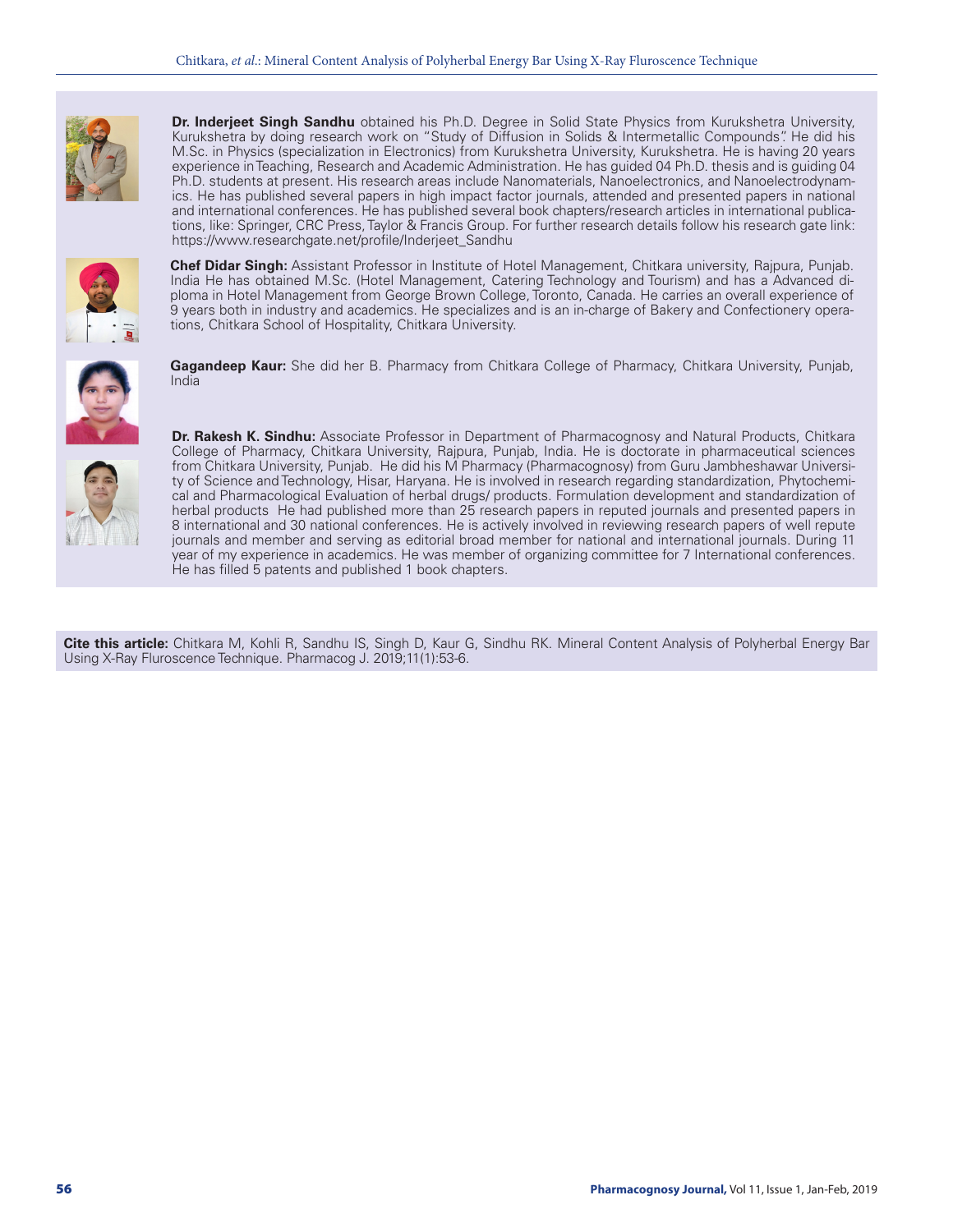**Dr. Inderjeet Singh Sandhu** obtained his Ph.D. Degree in Solid State Physics from Kurukshetra University, Kurukshetra by doing research work on "Study of Diffusion in Solids & Intermetallic Compounds". He did his M.Sc. in Physics (specialization in Electronics) from Kurukshetra University, Kurukshetra. He is having 20 years experience in Teaching, Research and Academic Administration. He has guided 04 Ph.D. thesis and is guiding 04 Ph.D. students at present. His research areas include Nanomaterials, Nanoelectronics, and Nanoelectrodynamics. He has published several papers in high impact factor journals, attended and presented papers in national and international conferences. He has published several book chapters/research articles in international publications, like: Springer, CRC Press, Taylor & Francis Group. For further research details follow his research gate link: https://www.researchgate.net/profile/Inderjeet_Sandhu

**Chef Didar Singh:** Assistant Professor in Institute of Hotel Management, Chitkara university, Rajpura, Punjab. India He has obtained M.Sc. (Hotel Management, Catering Technology and Tourism) and has a Advanced diploma in Hotel Management from George Brown College, Toronto, Canada. He carries an overall experience of 9 years both in industry and academics. He specializes and is an in-charge of Bakery and Confectionery operations, Chitkara School of Hospitality, Chitkara University.

**Gagandeep Kaur:** She did her B. Pharmacy from Chitkara College of Pharmacy, Chitkara University, Punjab, India

**Dr. Rakesh K. Sindhu:** Associate Professor in Department of Pharmacognosy and Natural Products, Chitkara College of Pharmacy, Chitkara University, Rajpura, Punjab, India. He is doctorate in pharmaceutical sciences from Chitkara University, Punjab. He did his M Pharmacy (Pharmacognosy) from Guru Jambheshawar University of Science and Technology, Hisar, Haryana. He is involved in research regarding standardization, Phytochemical and Pharmacological Evaluation of herbal drugs/ products. Formulation development and standardization of herbal products He had published more than 25 research papers in reputed journals and presented papers in 8 international and 30 national conferences. He is actively involved in reviewing research papers of well repute journals and member and serving as editorial broad member for national and international journals. During 11 year of my experience in academics. He was member of organizing committee for 7 International conferences. He has filled 5 patents and published 1 book chapters.

**Cite this article:** Chitkara M, Kohli R, Sandhu IS, Singh D, Kaur G, Sindhu RK. Mineral Content Analysis of Polyherbal Energy Bar Using X-Ray Fluroscence Technique. Pharmacog J. 2019;11(1):53-6.